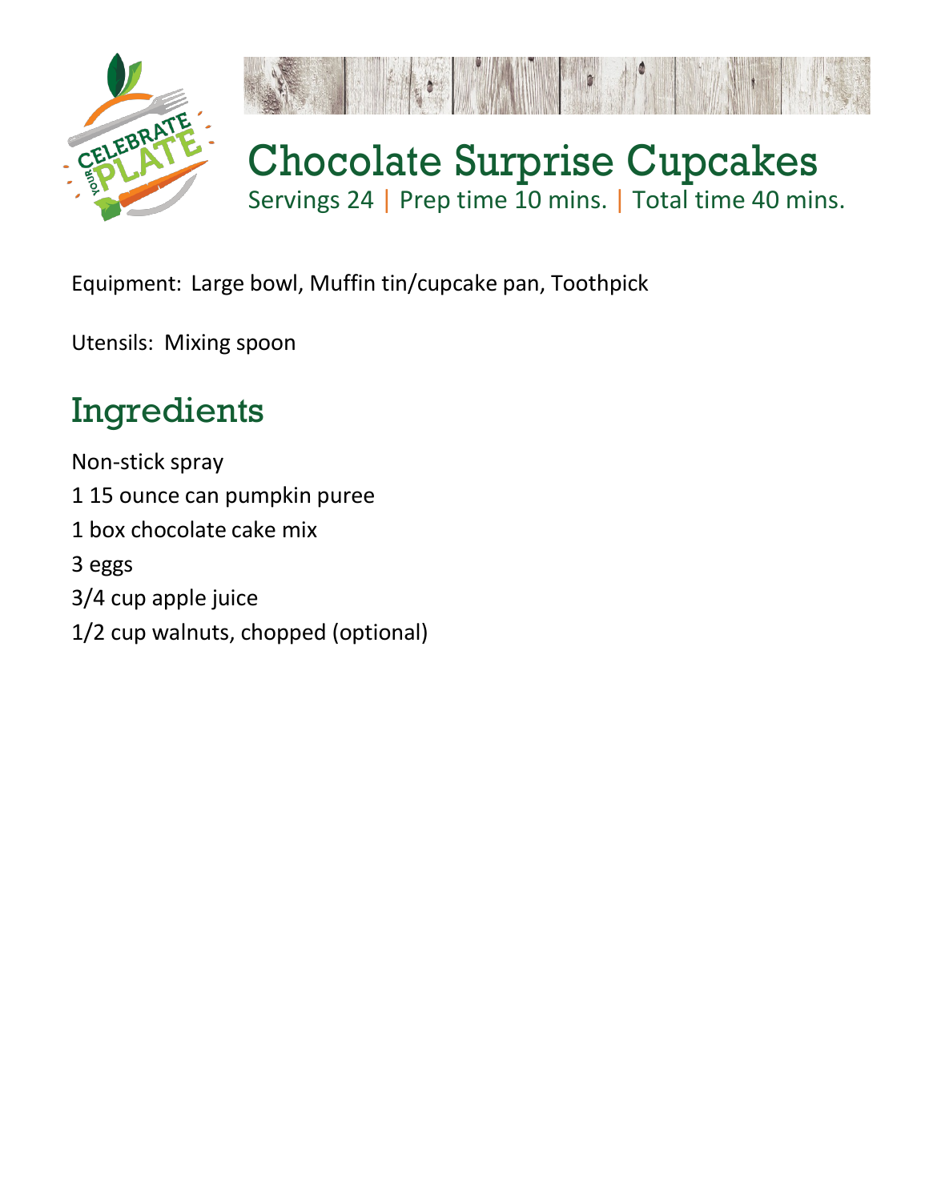# Chocolate Surprise Cupcakes

Servings 24 | Prep time 10 mins. | Total time 40 mins.

Equipment: Large bowl, Muffin tin/cupcake pan, Toothpick

Utensils: Mixing spoon

## Ingredients

Non-stick spray

1 15 ounce can pumpkin puree

1 box chocolate cake mix

3 eggs

3/4 cup apple juice

1/2 cup walnuts, chopped (optional)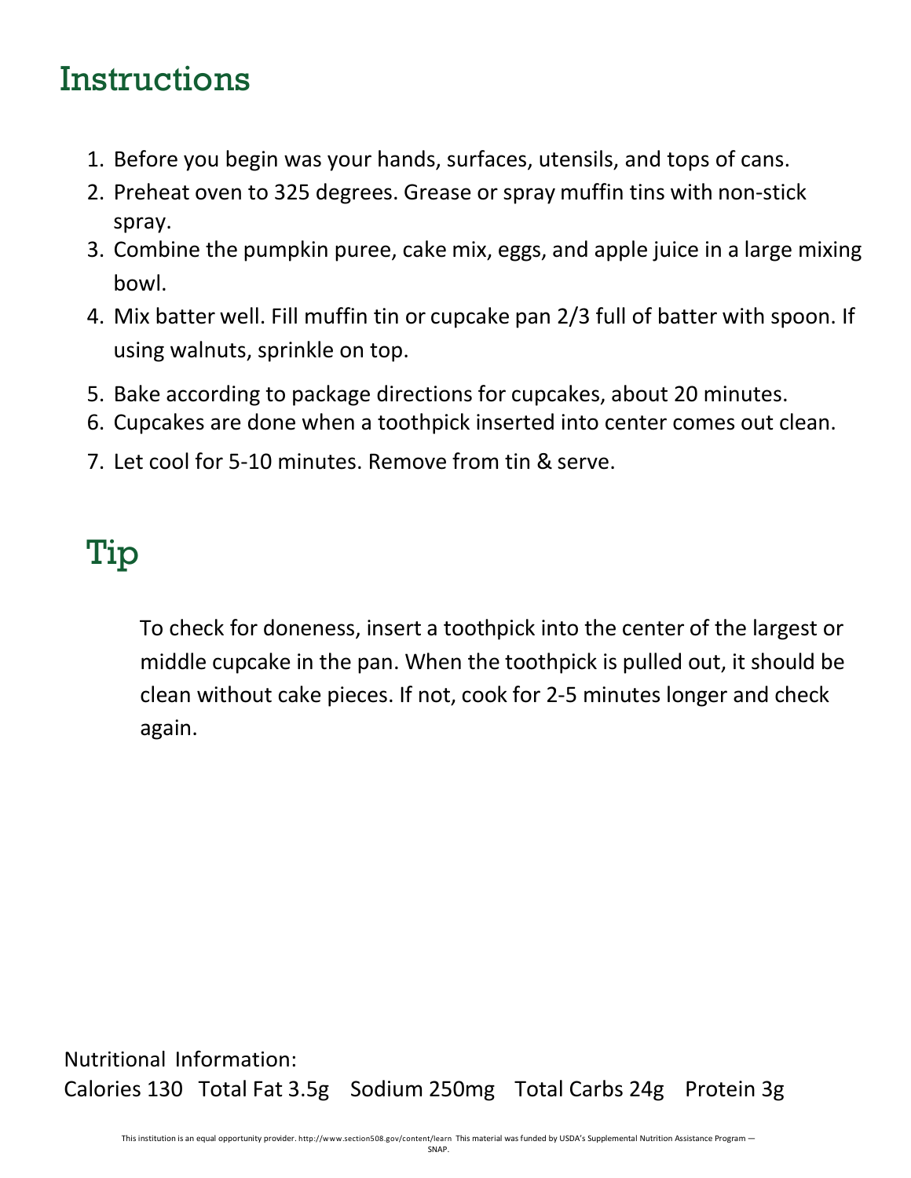# Instructions

1. Before you begin was your hands, surfaces, utensils, and tops of cans.
2. Preheat oven to 325 degrees. Grease or spray muffin tins with non-stick spray.
3. Combine the pumpkin puree, cake mix, eggs, and apple juice in a large mixing bowl.
4. Mix batter well. Fill muffin tin or cupcake pan 2/3 full of batter with spoon. If using walnuts, sprinkle on top.
5. Bake according to package directions for cupcakes, about 20 minutes.
6. Cupcakes are done when a toothpick inserted into center comes out clean.
7. Let cool for 5-10 minutes. Remove from tin & serve.

# Tip

To check for doneness, insert a toothpick into the center of the largest or middle cupcake in the pan. When the toothpick is pulled out, it should be clean without cake pieces. If not, cook for 2-5 minutes longer and check again.

Nutritional Information:

Calories 130 Total Fat 3.5g Sodium 250mg Total Carbs 24g Protein 3g

This institution is an equal opportunity provider. http://www.section508.gov/content/learn This material was funded by USDA's Supplemental Nutrition Assistance Program — SNAP.